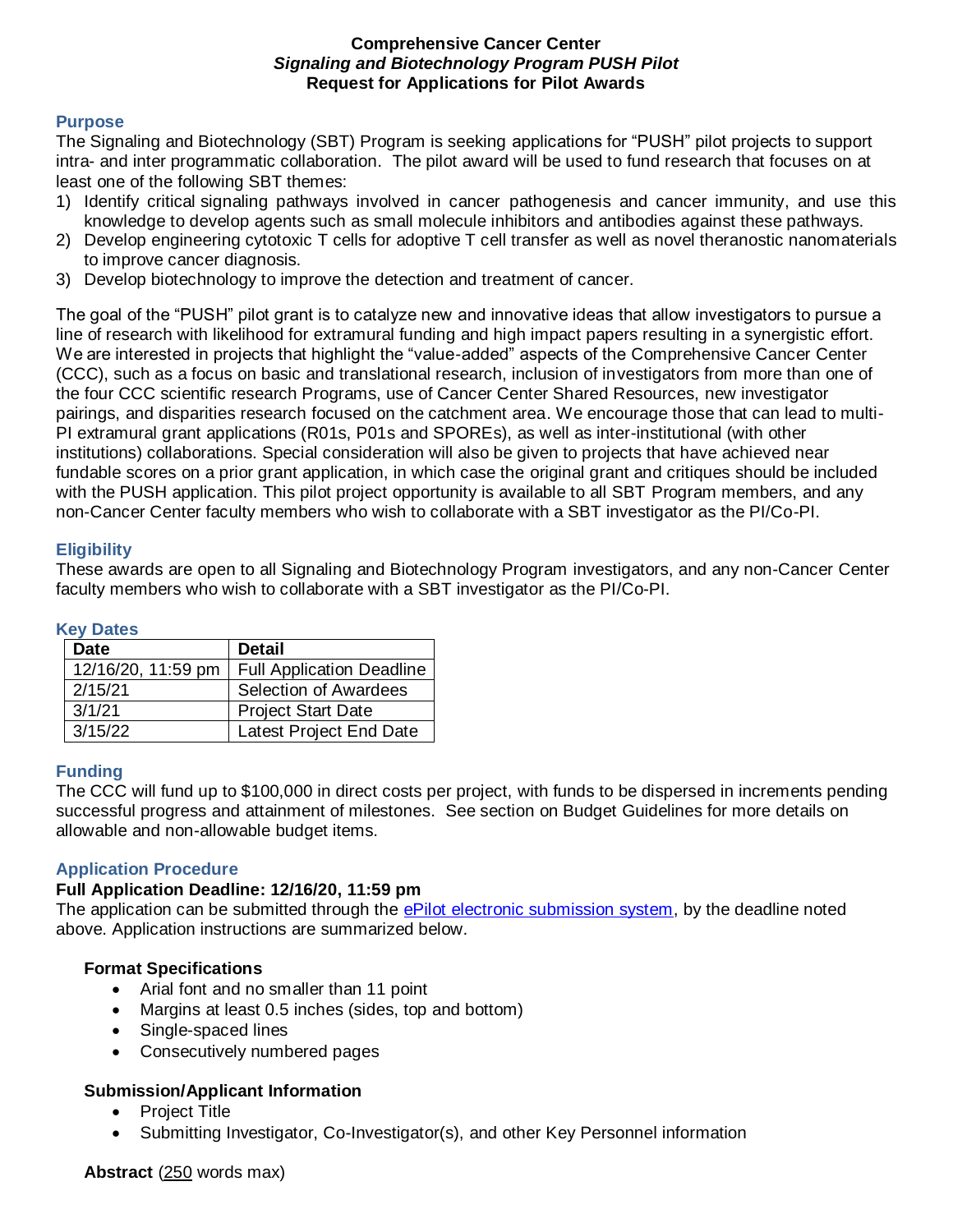**Comprehensive Cancer Center**
***Signaling and Biotechnology Program PUSH Pilot***
**Request for Applications for Pilot Awards**

## Purpose

The Signaling and Biotechnology (SBT) Program is seeking applications for "PUSH" pilot projects to support intra- and inter programmatic collaboration. The pilot award will be used to fund research that focuses on at least one of the following SBT themes:

1) Identify critical signaling pathways involved in cancer pathogenesis and cancer immunity, and use this knowledge to develop agents such as small molecule inhibitors and antibodies against these pathways.
2) Develop engineering cytotoxic T cells for adoptive T cell transfer as well as novel theranostic nanomaterials to improve cancer diagnosis.
3) Develop biotechnology to improve the detection and treatment of cancer.

The goal of the "PUSH" pilot grant is to catalyze new and innovative ideas that allow investigators to pursue a line of research with likelihood for extramural funding and high impact papers resulting in a synergistic effort. We are interested in projects that highlight the "value-added" aspects of the Comprehensive Cancer Center (CCC), such as a focus on basic and translational research, inclusion of investigators from more than one of the four CCC scientific research Programs, use of Cancer Center Shared Resources, new investigator pairings, and disparities research focused on the catchment area. We encourage those that can lead to multi-PI extramural grant applications (R01s, P01s and SPOREs), as well as inter-institutional (with other institutions) collaborations. Special consideration will also be given to projects that have achieved near fundable scores on a prior grant application, in which case the original grant and critiques should be included with the PUSH application. This pilot project opportunity is available to all SBT Program members, and any non-Cancer Center faculty members who wish to collaborate with a SBT investigator as the PI/Co-PI.

## Eligibility

These awards are open to all Signaling and Biotechnology Program investigators, and any non-Cancer Center faculty members who wish to collaborate with a SBT investigator as the PI/Co-PI.

## Key Dates

| Date | Detail |
|---|---|
| 12/16/20, 11:59 pm | Full Application Deadline |
| 2/15/21 | Selection of Awardees |
| 3/1/21 | Project Start Date |
| 3/15/22 | Latest Project End Date |

## Funding

The CCC will fund up to $100,000 in direct costs per project, with funds to be dispersed in increments pending successful progress and attainment of milestones. See section on Budget Guidelines for more details on allowable and non-allowable budget items.

## Application Procedure

**Full Application Deadline: 12/16/20, 11:59 pm**

The application can be submitted through the ePilot electronic submission system, by the deadline noted above. Application instructions are summarized below.

### Format Specifications

- Arial font and no smaller than 11 point
- Margins at least 0.5 inches (sides, top and bottom)
- Single-spaced lines
- Consecutively numbered pages

### Submission/Applicant Information

- Project Title
- Submitting Investigator, Co-Investigator(s), and other Key Personnel information

**Abstract** (250 words max)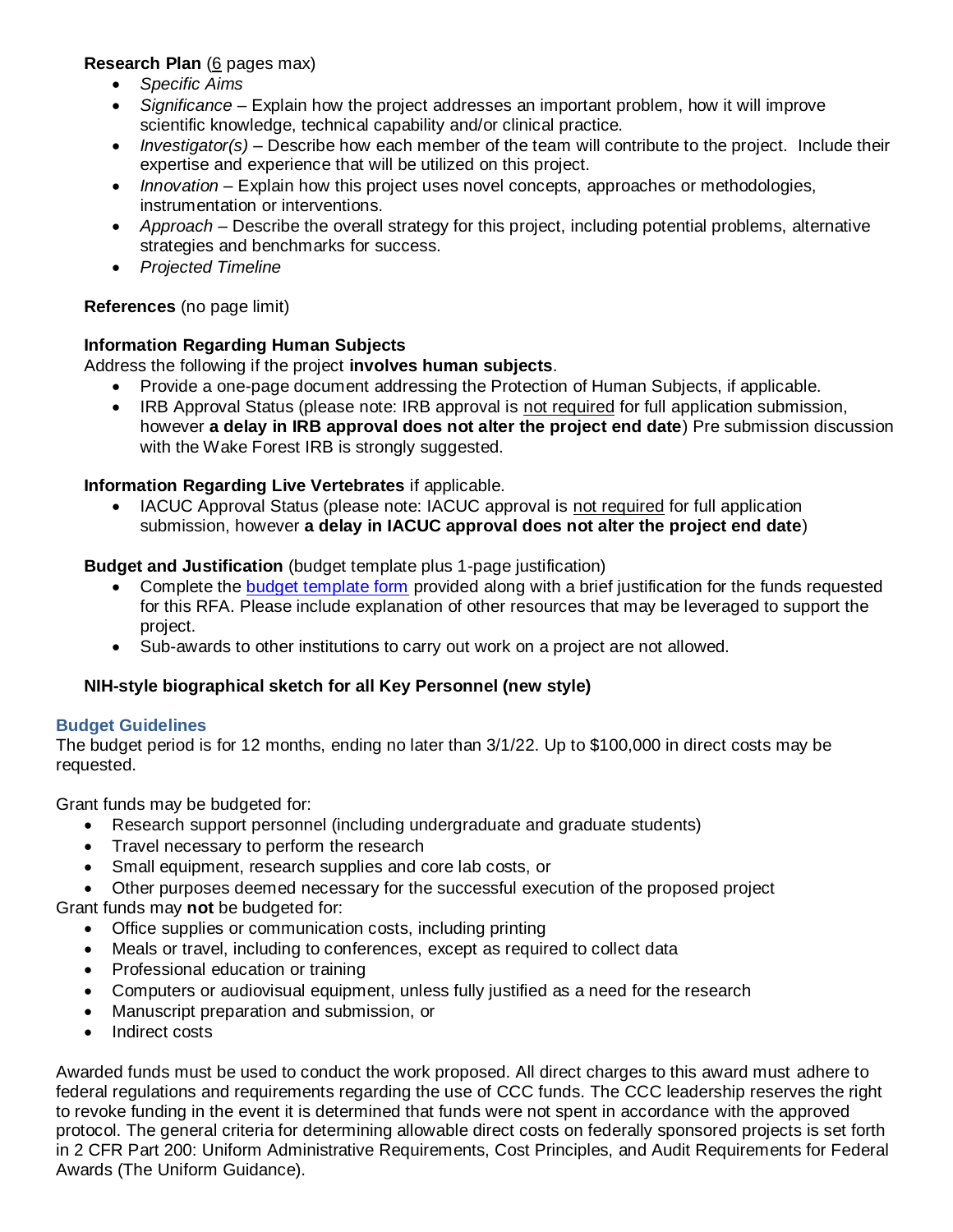**Research Plan** (6 pages max)

- *Specific Aims*
- *Significance* – Explain how the project addresses an important problem, how it will improve scientific knowledge, technical capability and/or clinical practice.
- *Investigator(s)* – Describe how each member of the team will contribute to the project. Include their expertise and experience that will be utilized on this project.
- *Innovation* – Explain how this project uses novel concepts, approaches or methodologies, instrumentation or interventions.
- *Approach* – Describe the overall strategy for this project, including potential problems, alternative strategies and benchmarks for success.
- *Projected Timeline*

**References** (no page limit)

**Information Regarding Human Subjects**

Address the following if the project **involves human subjects**.

- Provide a one-page document addressing the Protection of Human Subjects, if applicable.
- IRB Approval Status (please note: IRB approval is not required for full application submission, however **a delay in IRB approval does not alter the project end date**) Pre submission discussion with the Wake Forest IRB is strongly suggested.

**Information Regarding Live Vertebrates** if applicable.

- IACUC Approval Status (please note: IACUC approval is not required for full application submission, however **a delay in IACUC approval does not alter the project end date**)

**Budget and Justification** (budget template plus 1-page justification)

- Complete the budget template form provided along with a brief justification for the funds requested for this RFA. Please include explanation of other resources that may be leveraged to support the project.
- Sub-awards to other institutions to carry out work on a project are not allowed.

**NIH-style biographical sketch for all Key Personnel (new style)**

## Budget Guidelines

The budget period is for 12 months, ending no later than 3/1/22. Up to $100,000 in direct costs may be requested.

Grant funds may be budgeted for:

- Research support personnel (including undergraduate and graduate students)
- Travel necessary to perform the research
- Small equipment, research supplies and core lab costs, or
- Other purposes deemed necessary for the successful execution of the proposed project

Grant funds may **not** be budgeted for:

- Office supplies or communication costs, including printing
- Meals or travel, including to conferences, except as required to collect data
- Professional education or training
- Computers or audiovisual equipment, unless fully justified as a need for the research
- Manuscript preparation and submission, or
- Indirect costs

Awarded funds must be used to conduct the work proposed. All direct charges to this award must adhere to federal regulations and requirements regarding the use of CCC funds. The CCC leadership reserves the right to revoke funding in the event it is determined that funds were not spent in accordance with the approved protocol. The general criteria for determining allowable direct costs on federally sponsored projects is set forth in 2 CFR Part 200: Uniform Administrative Requirements, Cost Principles, and Audit Requirements for Federal Awards (The Uniform Guidance).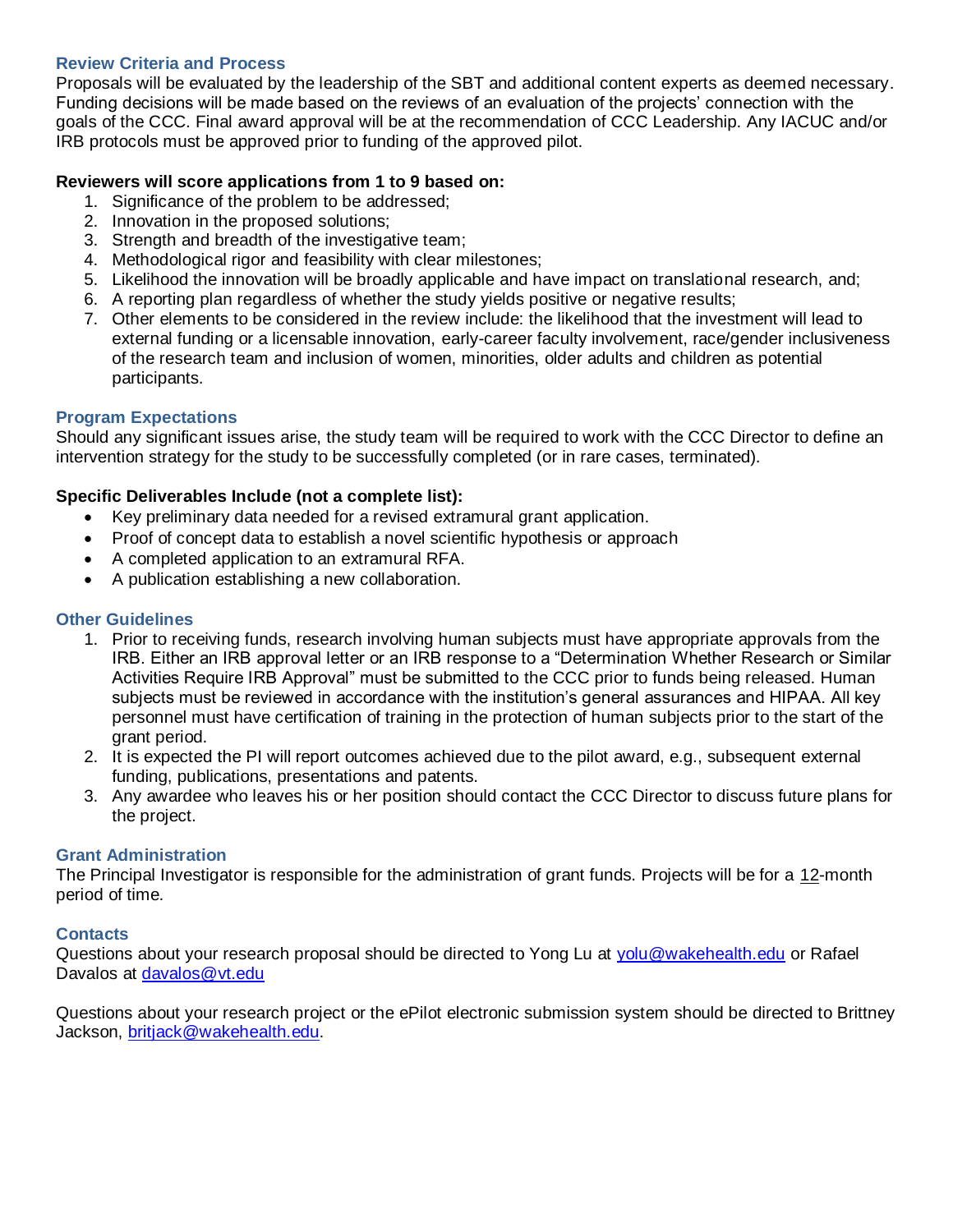## Review Criteria and Process

Proposals will be evaluated by the leadership of the SBT and additional content experts as deemed necessary. Funding decisions will be made based on the reviews of an evaluation of the projects' connection with the goals of the CCC. Final award approval will be at the recommendation of CCC Leadership. Any IACUC and/or IRB protocols must be approved prior to funding of the approved pilot.

**Reviewers will score applications from 1 to 9 based on:**

1. Significance of the problem to be addressed;
2. Innovation in the proposed solutions;
3. Strength and breadth of the investigative team;
4. Methodological rigor and feasibility with clear milestones;
5. Likelihood the innovation will be broadly applicable and have impact on translational research, and;
6. A reporting plan regardless of whether the study yields positive or negative results;
7. Other elements to be considered in the review include: the likelihood that the investment will lead to external funding or a licensable innovation, early-career faculty involvement, race/gender inclusiveness of the research team and inclusion of women, minorities, older adults and children as potential participants.

## Program Expectations

Should any significant issues arise, the study team will be required to work with the CCC Director to define an intervention strategy for the study to be successfully completed (or in rare cases, terminated).

**Specific Deliverables Include (not a complete list):**

- Key preliminary data needed for a revised extramural grant application.
- Proof of concept data to establish a novel scientific hypothesis or approach
- A completed application to an extramural RFA.
- A publication establishing a new collaboration.

## Other Guidelines

1. Prior to receiving funds, research involving human subjects must have appropriate approvals from the IRB. Either an IRB approval letter or an IRB response to a "Determination Whether Research or Similar Activities Require IRB Approval" must be submitted to the CCC prior to funds being released. Human subjects must be reviewed in accordance with the institution's general assurances and HIPAA. All key personnel must have certification of training in the protection of human subjects prior to the start of the grant period.
2. It is expected the PI will report outcomes achieved due to the pilot award, e.g., subsequent external funding, publications, presentations and patents.
3. Any awardee who leaves his or her position should contact the CCC Director to discuss future plans for the project.

## Grant Administration

The Principal Investigator is responsible for the administration of grant funds. Projects will be for a 12-month period of time.

## Contacts

Questions about your research proposal should be directed to Yong Lu at yolu@wakehealth.edu or Rafael Davalos at davalos@vt.edu

Questions about your research project or the ePilot electronic submission system should be directed to Brittney Jackson, britjack@wakehealth.edu.